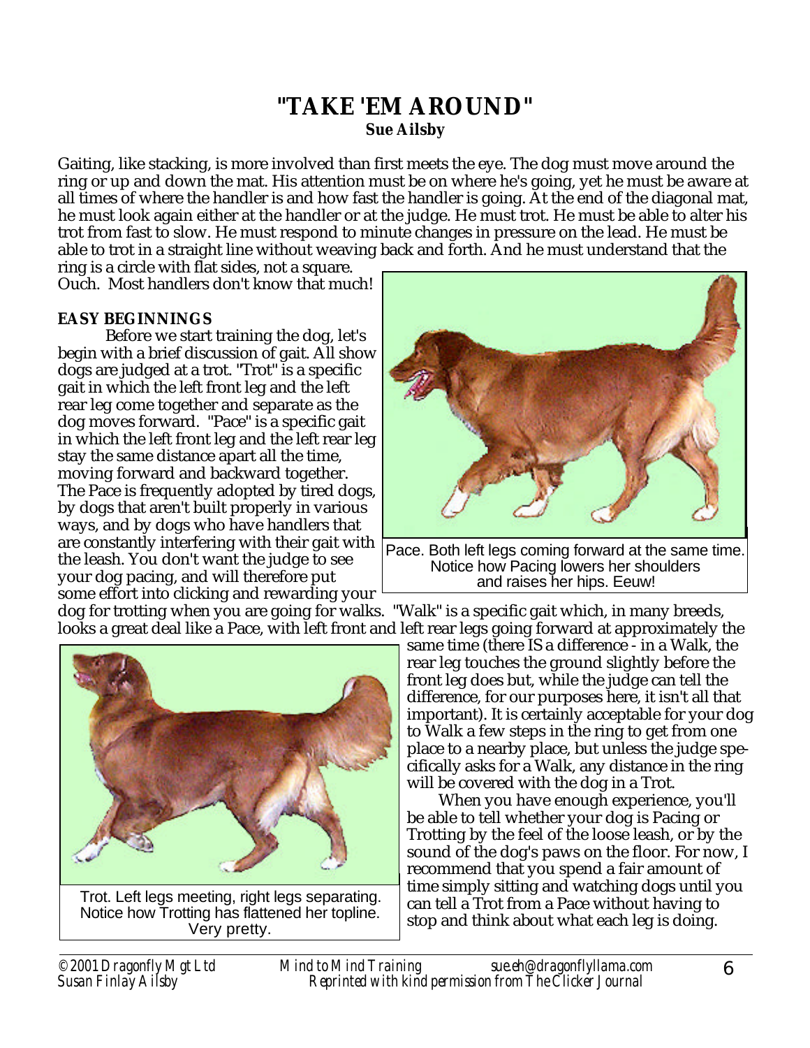# "TAKE 'EM AROUND"

**Sue Ailsby**

Gaiting, like stacking, is more involved than first meets the eye. The dog must move around the ring or up and down the mat. His attention must be on where he's going, yet he must be aware at all times of where the handler is and how fast the handler is going. At the end of the diagonal mat, he must look again either at the handler or at the judge. He must trot. He must be able to alter his trot from fast to slow. He must respond to minute changes in pressure on the lead. He must be able to trot in a straight line without weaving back and forth. And he must understand that the ring is a circle with flat sides, not a square.

Ouch. Most handlers don't know that much!

## EASY BEGINNINGS

Before we start training the dog, let's begin with a brief discussion of gait. All show dogs are judged at a trot. "Trot" is a specific gait in which the left front leg and the left rear leg come together and separate as the dog moves forward. "Pace" is a specific gait in which the left front leg and the left rear leg stay the same distance apart all the time, moving forward and backward together. The Pace is frequently adopted by tired dogs, by dogs that aren't built properly in various ways, and by dogs who have handlers that are constantly interfering with their gait with the leash. You don't want the judge to see your dog pacing, and will therefore put some effort into clicking and rewarding your dog for trotting when you are going for walks. "Walk" is a specific gait which, in many breeds, looks a great deal like a Pace, with left front and left rear legs going forward at approximately the same time (there IS a difference - in a Walk, the rear leg touches the ground slightly before the front leg does but, while the judge can tell the difference, for our purposes here, it isn't all that important). It is certainly acceptable for your dog to Walk a few steps in the ring to get from one place to a nearby place, but unless the judge specifically asks for a Walk, any distance in the ring will be covered with the dog in a Trot.

Pace. Both left legs coming forward at the same time. Notice how Pacing lowers her shoulders and raises her hips. Eeuw!

Trot. Left legs meeting, right legs separating. Notice how Trotting has flattened her topline. Very pretty.

When you have enough experience, you'll be able to tell whether your dog is Pacing or Trotting by the feel of the loose leash, or by the sound of the dog's paws on the floor. For now, I recommend that you spend a fair amount of time simply sitting and watching dogs until you can tell a Trot from a Pace without having to stop and think about what each leg is doing.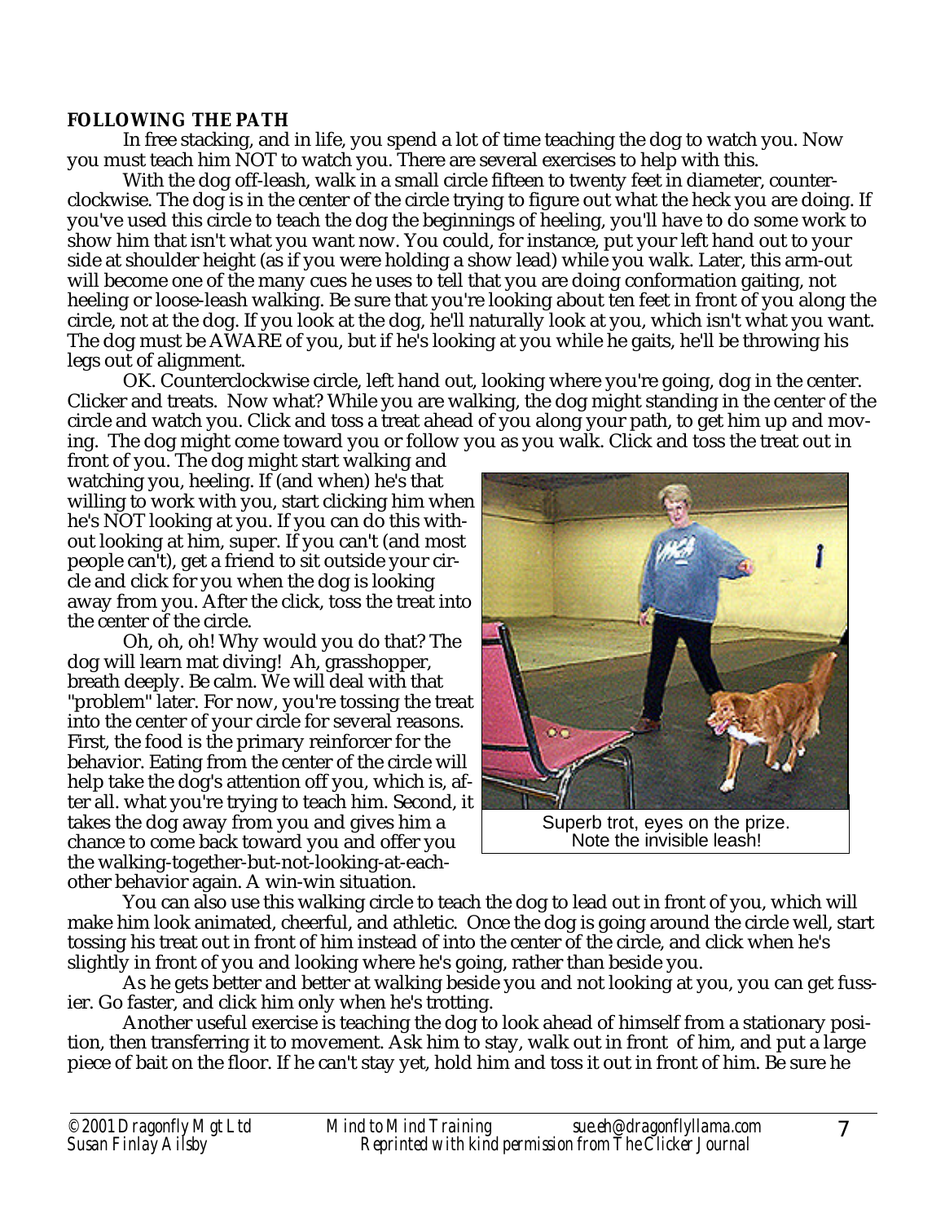**FOLLOWING THE PATH**

In free stacking, and in life, you spend a lot of time teaching the dog to watch you. Now you must teach him NOT to watch you. There are several exercises to help with this.

With the dog off-leash, walk in a small circle fifteen to twenty feet in diameter, counterclockwise. The dog is in the center of the circle trying to figure out what the heck you are doing. If you've used this circle to teach the dog the beginnings of heeling, you'll have to do some work to show him that isn't what you want now. You could, for instance, put your left hand out to your side at shoulder height (as if you were holding a show lead) while you walk. Later, this arm-out will become one of the many cues he uses to tell that you are doing conformation gaiting, not heeling or loose-leash walking. Be sure that you're looking about ten feet in front of you along the circle, not at the dog. If you look at the dog, he'll naturally look at you, which isn't what you want. The dog must be AWARE of you, but if he's looking at you while he gaits, he'll be throwing his legs out of alignment.

OK. Counterclockwise circle, left hand out, looking where you're going, dog in the center. Clicker and treats. Now what? While you are walking, the dog might standing in the center of the circle and watch you. Click and toss a treat ahead of you along your path, to get him up and moving. The dog might come toward you or follow you as you walk. Click and toss the treat out in front of you. The dog might start walking and watching you, heeling. If (and when) he's that willing to work with you, start clicking him when he's NOT looking at you. If you can do this without looking at him, super. If you can't (and most people can't), get a friend to sit outside your circle and click for you when the dog is looking away from you. After the click, toss the treat into the center of the circle.

Oh, oh, oh! Why would you do that? The dog will learn mat diving! Ah, grasshopper, breath deeply. Be calm. We will deal with that "problem" later. For now, you're tossing the treat into the center of your circle for several reasons. First, the food is the primary reinforcer for the behavior. Eating from the center of the circle will help take the dog's attention off you, which is, after all. what you're trying to teach him. Second, it takes the dog away from you and gives him a chance to come back toward you and offer you the walking-together-but-not-looking-at-each-other behavior again. A win-win situation.

Superb trot, eyes on the prize. Note the invisible leash!

You can also use this walking circle to teach the dog to lead out in front of you, which will make him look animated, cheerful, and athletic. Once the dog is going around the circle well, start tossing his treat out in front of him instead of into the center of the circle, and click when he's slightly in front of you and looking where he's going, rather than beside you.

As he gets better and better at walking beside you and not looking at you, you can get fussier. Go faster, and click him only when he's trotting.

Another useful exercise is teaching the dog to look ahead of himself from a stationary position, then transferring it to movement. Ask him to stay, walk out in front of him, and put a large piece of bait on the floor. If he can't stay yet, hold him and toss it out in front of him. Be sure he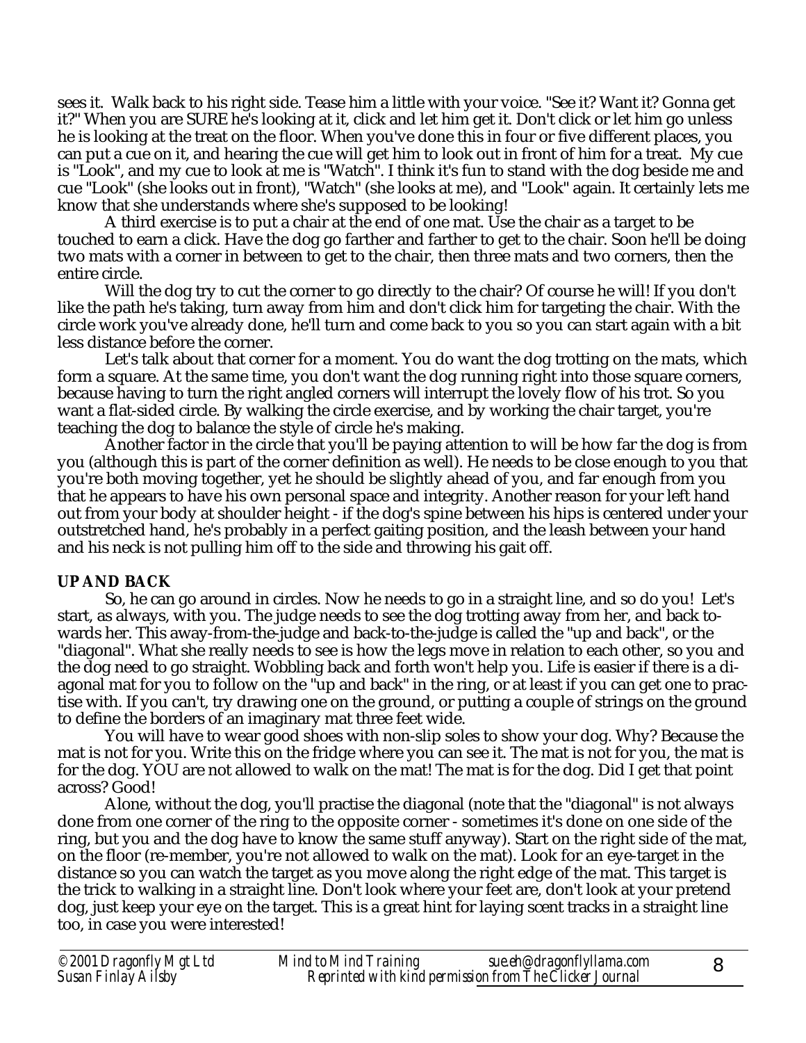sees it. Walk back to his right side. Tease him a little with your voice. "See it? Want it? Gonna get it?" When you are SURE he's looking at it, click and let him get it. Don't click or let him go unless he is looking at the treat on the floor. When you've done this in four or five different places, you can put a cue on it, and hearing the cue will get him to look out in front of him for a treat. My cue is "Look", and my cue to look at me is "Watch". I think it's fun to stand with the dog beside me and cue "Look" (she looks out in front), "Watch" (she looks at me), and "Look" again. It certainly lets me know that she understands where she's supposed to be looking!

A third exercise is to put a chair at the end of one mat. Use the chair as a target to be touched to earn a click. Have the dog go farther and farther to get to the chair. Soon he'll be doing two mats with a corner in between to get to the chair, then three mats and two corners, then the entire circle.

Will the dog try to cut the corner to go directly to the chair? Of course he will! If you don't like the path he's taking, turn away from him and don't click him for targeting the chair. With the circle work you've already done, he'll turn and come back to you so you can start again with a bit less distance before the corner.

Let's talk about that corner for a moment. You do want the dog trotting on the mats, which form a square. At the same time, you don't want the dog running right into those square corners, because having to turn the right angled corners will interrupt the lovely flow of his trot. So you want a flat-sided circle. By walking the circle exercise, and by working the chair target, you're teaching the dog to balance the style of circle he's making.

Another factor in the circle that you'll be paying attention to will be how far the dog is from you (although this is part of the corner definition as well). He needs to be close enough to you that you're both moving together, yet he should be slightly ahead of you, and far enough from you that he appears to have his own personal space and integrity. Another reason for your left hand out from your body at shoulder height - if the dog's spine between his hips is centered under your outstretched hand, he's probably in a perfect gaiting position, and the leash between your hand and his neck is not pulling him off to the side and throwing his gait off.

**UP AND BACK**

So, he can go around in circles. Now he needs to go in a straight line, and so do you! Let's start, as always, with you. The judge needs to see the dog trotting away from her, and back towards her. This away-from-the-judge and back-to-the-judge is called the "up and back", or the "diagonal". What she really needs to see is how the legs move in relation to each other, so you and the dog need to go straight. Wobbling back and forth won't help you. Life is easier if there is a diagonal mat for you to follow on the "up and back" in the ring, or at least if you can get one to practise with. If you can't, try drawing one on the ground, or putting a couple of strings on the ground to define the borders of an imaginary mat three feet wide.

You will have to wear good shoes with non-slip soles to show your dog. Why? Because the mat is not for you. Write this on the fridge where you can see it. The mat is not for you, the mat is for the dog. YOU are not allowed to walk on the mat! The mat is for the dog. Did I get that point across? Good!

Alone, without the dog, you'll practise the diagonal (note that the "diagonal" is not always done from one corner of the ring to the opposite corner - sometimes it's done on one side of the ring, but you and the dog have to know the same stuff anyway). Start on the right side of the mat, on the floor (re-member, you're not allowed to walk on the mat). Look for an eye-target in the distance so you can watch the target as you move along the right edge of the mat. This target is the trick to walking in a straight line. Don't look where your feet are, don't look at your pretend dog, just keep your eye on the target. This is a great hint for laying scent tracks in a straight line too, in case you were interested!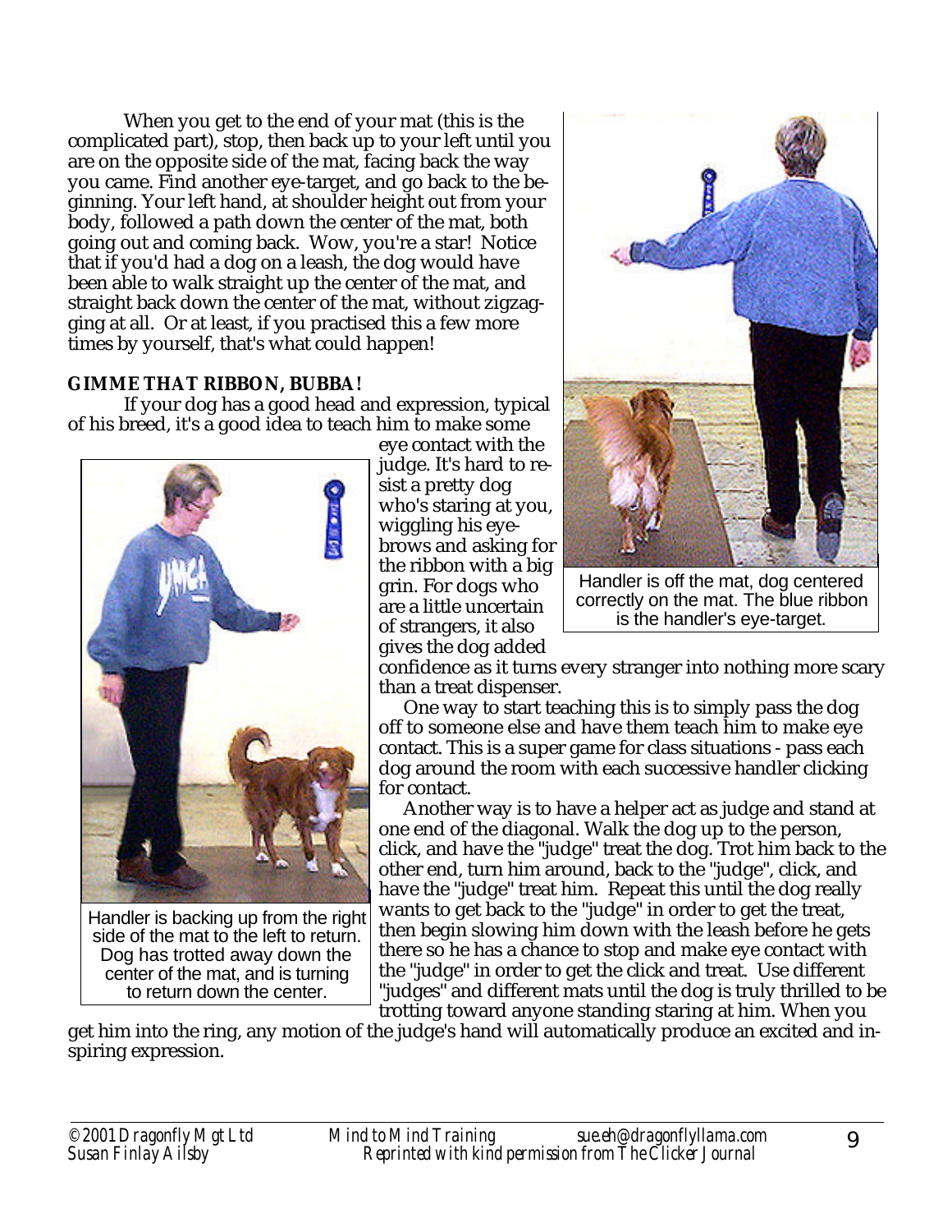When you get to the end of your mat (this is the complicated part), stop, then back up to your left until you are on the opposite side of the mat, facing back the way you came. Find another eye-target, and go back to the beginning. Your left hand, at shoulder height out from your body, followed a path down the center of the mat, both going out and coming back. Wow, you're a star! Notice that if you'd had a dog on a leash, the dog would have been able to walk straight up the center of the mat, and straight back down the center of the mat, without zigzagging at all. Or at least, if you practised this a few more times by yourself, that's what could happen!

Handler is off the mat, dog centered correctly on the mat. The blue ribbon is the handler's eye-target.

**GIMME THAT RIBBON, BUBBA!**

If your dog has a good head and expression, typical of his breed, it's a good idea to teach him to make some eye contact with the judge. It's hard to resist a pretty dog who's staring at you, wiggling his eyebrows and asking for the ribbon with a big grin. For dogs who are a little uncertain of strangers, it also gives the dog added confidence as it turns every stranger into nothing more scary than a treat dispenser.

Handler is backing up from the right side of the mat to the left to return. Dog has trotted away down the center of the mat, and is turning to return down the center.

One way to start teaching this is to simply pass the dog off to someone else and have them teach him to make eye contact. This is a super game for class situations - pass each dog around the room with each successive handler clicking for contact.

Another way is to have a helper act as judge and stand at one end of the diagonal. Walk the dog up to the person, click, and have the "judge" treat the dog. Trot him back to the other end, turn him around, back to the "judge", click, and have the "judge" treat him. Repeat this until the dog really wants to get back to the "judge" in order to get the treat, then begin slowing him down with the leash before he gets there so he has a chance to stop and make eye contact with the "judge" in order to get the click and treat. Use different "judges" and different mats until the dog is truly thrilled to be trotting toward anyone standing staring at him. When you get him into the ring, any motion of the judge's hand will automatically produce an excited and inspiring expression.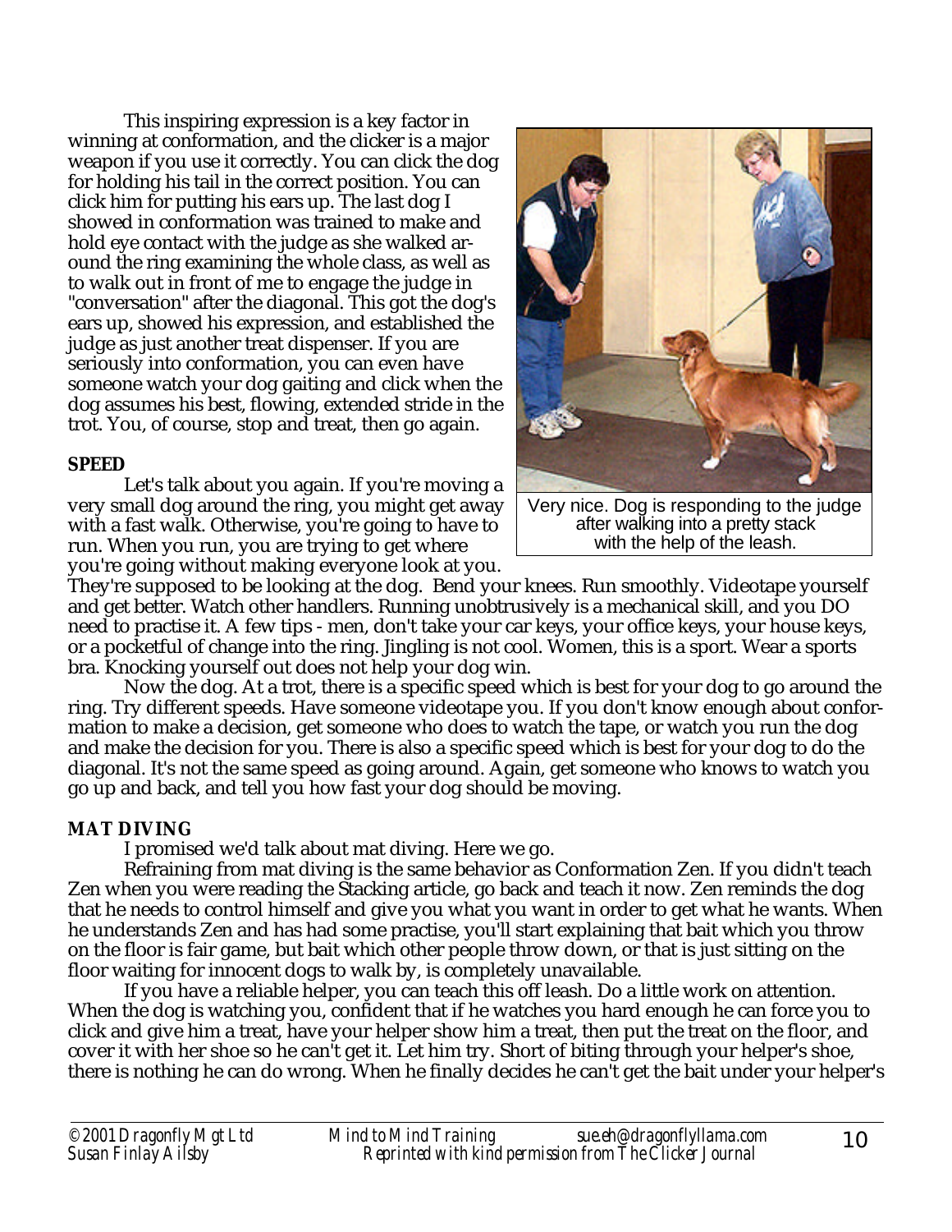This inspiring expression is a key factor in winning at conformation, and the clicker is a major weapon if you use it correctly. You can click the dog for holding his tail in the correct position. You can click him for putting his ears up. The last dog I showed in conformation was trained to make and hold eye contact with the judge as she walked around the ring examining the whole class, as well as to walk out in front of me to engage the judge in "conversation" after the diagonal. This got the dog's ears up, showed his expression, and established the judge as just another treat dispenser. If you are seriously into conformation, you can even have someone watch your dog gaiting and click when the dog assumes his best, flowing, extended stride in the trot. You, of course, stop and treat, then go again.

Very nice. Dog is responding to the judge after walking into a pretty stack with the help of the leash.

**SPEED**

Let's talk about you again. If you're moving a very small dog around the ring, you might get away with a fast walk. Otherwise, you're going to have to run. When you run, you are trying to get where you're going without making everyone look at you. They're supposed to be looking at the dog. Bend your knees. Run smoothly. Videotape yourself and get better. Watch other handlers. Running unobtrusively is a mechanical skill, and you DO need to practise it. A few tips - men, don't take your car keys, your office keys, your house keys, or a pocketful of change into the ring. Jingling is not cool. Women, this is a sport. Wear a sports bra. Knocking yourself out does not help your dog win.

Now the dog. At a trot, there is a specific speed which is best for your dog to go around the ring. Try different speeds. Have someone videotape you. If you don't know enough about conformation to make a decision, get someone who does to watch the tape, or watch you run the dog and make the decision for you. There is also a specific speed which is best for your dog to do the diagonal. It's not the same speed as going around. Again, get someone who knows to watch you go up and back, and tell you how fast your dog should be moving.

**MAT DIVING**

I promised we'd talk about mat diving. Here we go.

Refraining from mat diving is the same behavior as Conformation Zen. If you didn't teach Zen when you were reading the Stacking article, go back and teach it now. Zen reminds the dog that he needs to control himself and give you what you want in order to get what he wants. When he understands Zen and has had some practise, you'll start explaining that bait which you throw on the floor is fair game, but bait which other people throw down, or that is just sitting on the floor waiting for innocent dogs to walk by, is completely unavailable.

If you have a reliable helper, you can teach this off leash. Do a little work on attention. When the dog is watching you, confident that if he watches you hard enough he can force you to click and give him a treat, have your helper show him a treat, then put the treat on the floor, and cover it with her shoe so he can't get it. Let him try. Short of biting through your helper's shoe, there is nothing he can do wrong. When he finally decides he can't get the bait under your helper's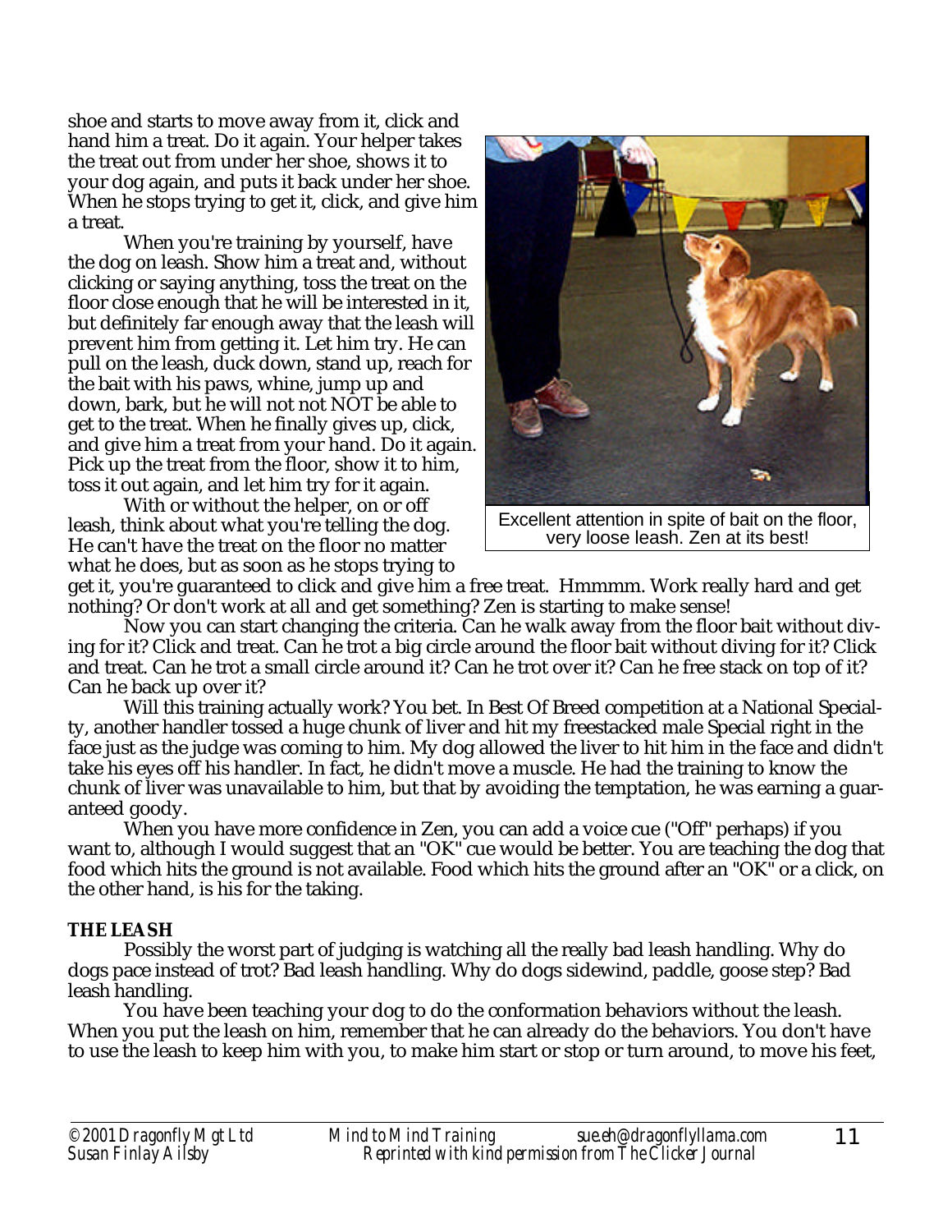shoe and starts to move away from it, click and hand him a treat. Do it again. Your helper takes the treat out from under her shoe, shows it to your dog again, and puts it back under her shoe. When he stops trying to get it, click, and give him a treat.

When you're training by yourself, have the dog on leash. Show him a treat and, without clicking or saying anything, toss the treat on the floor close enough that he will be interested in it, but definitely far enough away that the leash will prevent him from getting it. Let him try. He can pull on the leash, duck down, stand up, reach for the bait with his paws, whine, jump up and down, bark, but he will not not NOT be able to get to the treat. When he finally gives up, click, and give him a treat from your hand. Do it again. Pick up the treat from the floor, show it to him, toss it out again, and let him try for it again.

Excellent attention in spite of bait on the floor, very loose leash. Zen at its best!

With or without the helper, on or off leash, think about what you're telling the dog. He can't have the treat on the floor no matter what he does, but as soon as he stops trying to get it, you're guaranteed to click and give him a free treat. Hmmmm. Work really hard and get nothing? Or don't work at all and get something? Zen is starting to make sense!

Now you can start changing the criteria. Can he walk away from the floor bait without diving for it? Click and treat. Can he trot a big circle around the floor bait without diving for it? Click and treat. Can he trot a small circle around it? Can he trot over it? Can he free stack on top of it? Can he back up over it?

Will this training actually work? You bet. In Best Of Breed competition at a National Specialty, another handler tossed a huge chunk of liver and hit my freestacked male Special right in the face just as the judge was coming to him. My dog allowed the liver to hit him in the face and didn't take his eyes off his handler. In fact, he didn't move a muscle. He had the training to know the chunk of liver was unavailable to him, but that by avoiding the temptation, he was earning a guaranteed goody.

When you have more confidence in Zen, you can add a voice cue ("Off" perhaps) if you want to, although I would suggest that an "OK" cue would be better. You are teaching the dog that food which hits the ground is not available. Food which hits the ground after an "OK" or a click, on the other hand, is his for the taking.

**THE LEASH**

Possibly the worst part of judging is watching all the really bad leash handling. Why do dogs pace instead of trot? Bad leash handling. Why do dogs sidewind, paddle, goose step? Bad leash handling.

You have been teaching your dog to do the conformation behaviors without the leash. When you put the leash on him, remember that he can already do the behaviors. You don't have to use the leash to keep him with you, to make him start or stop or turn around, to move his feet,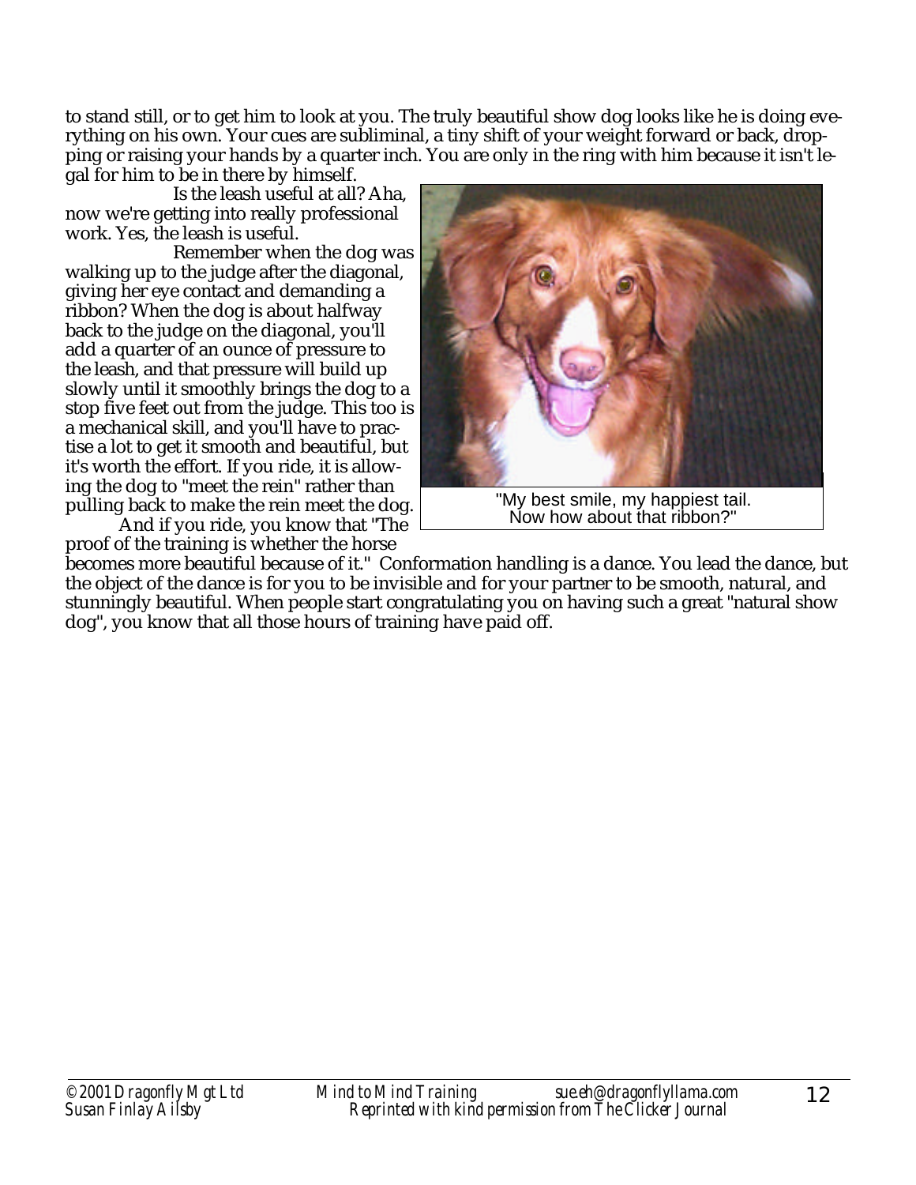to stand still, or to get him to look at you. The truly beautiful show dog looks like he is doing everything on his own. Your cues are subliminal, a tiny shift of your weight forward or back, dropping or raising your hands by a quarter inch. You are only in the ring with him because it isn't legal for him to be in there by himself.

Is the leash useful at all? Aha, now we're getting into really professional work. Yes, the leash is useful.

Remember when the dog was walking up to the judge after the diagonal, giving her eye contact and demanding a ribbon? When the dog is about halfway back to the judge on the diagonal, you'll add a quarter of an ounce of pressure to the leash, and that pressure will build up slowly until it smoothly brings the dog to a stop five feet out from the judge. This too is a mechanical skill, and you'll have to practise a lot to get it smooth and beautiful, but it's worth the effort. If you ride, it is allowing the dog to "meet the rein" rather than pulling back to make the rein meet the dog.

"My best smile, my happiest tail. Now how about that ribbon?"

And if you ride, you know that "The proof of the training is whether the horse becomes more beautiful because of it." Conformation handling is a dance. You lead the dance, but the object of the dance is for you to be invisible and for your partner to be smooth, natural, and stunningly beautiful. When people start congratulating you on having such a great "natural show dog", you know that all those hours of training have paid off.